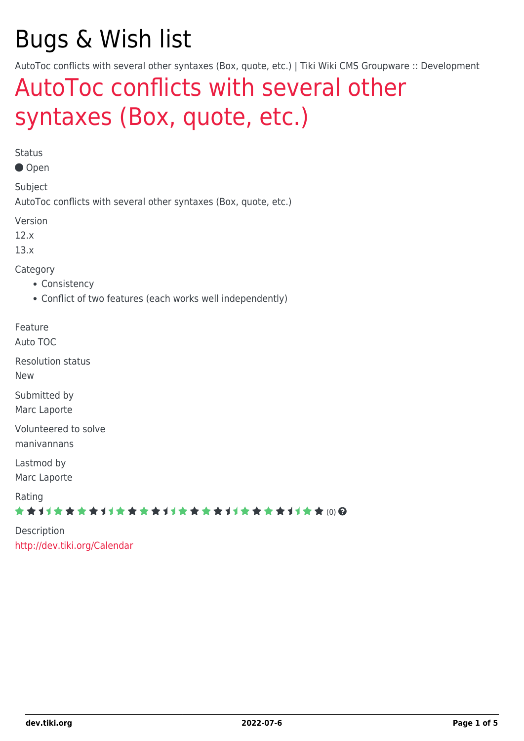# Bugs & Wish list

AutoToc conflicts with several other syntaxes (Box, quote, etc.) | Tiki Wiki CMS Groupware :: Development

## AutoToc conflicts with several other syntaxes (Box, quote, etc.)

Status

● Open

Subject

AutoToc conflicts with several other syntaxes (Box, quote, etc.)

Version

12.x

13.x

Category

- Consistency
- Conflict of two features (each works well independently)

Feature

Auto TOC

Resolution status

New

Submitted by

Marc Laporte

Volunteered to solve

manivannans

Lastmod by

Marc Laporte

Rating

(0)

Description

http://dev.tiki.org/Calendar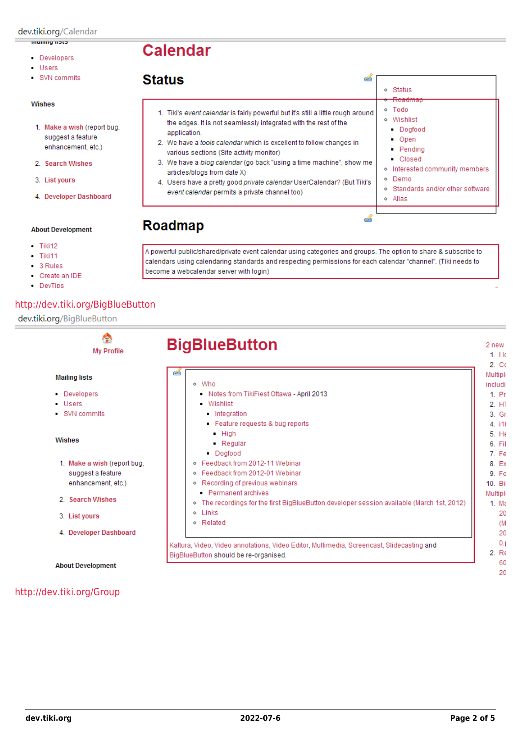dev.tiki.org/Calendar

- Developers
- Users
- SVN commits

Wishes

1. **Make a wish** (report bug, suggest a feature enhancement, etc.)
2. **Search Wishes**
3. **List yours**
4. **Developer Dashboard**

About Development

- Tiki12
- Tiki11
- 3 Rules
- Create an IDE
- DevTips

# Calendar

## Status

- Status
- Roadmap
- Todo
- Wishlist
  - Dogfood
  - Open
  - Pending
  - Closed
- Interested community members
- Demo
- Standards and/or other software
- Alias

1. Tiki's *event calendar* is fairly powerful but it's still a little rough around the edges. It is not seamlessly integrated with the rest of the application.
2. We have a *tools calendar* which is excellent to follow changes in various sections (Site activity monitor)
3. We have a *blog calendar* (go back "using a time machine", show me articles/blogs from date X)
4. Users have a pretty good *private calendar* UserCalendar? (But Tiki's *event calendar* permits a private channel too)

## Roadmap

A powerful public/shared/private event calendar using categories and groups. The option to share & subscribe to calendars using calendaring standards and respecting permissions for each calendar "channel". (Tiki needs to become a webcalendar server with login)

http://dev.tiki.org/BigBlueButton

dev.tiki.org/BigBlueButton

**My Profile**

Mailing lists

- Developers
- Users
- SVN commits

Wishes

1. **Make a wish** (report bug, suggest a feature enhancement, etc.)
2. **Search Wishes**
3. **List yours**
4. **Developer Dashboard**

About Development

# BigBlueButton

- Who
  - Notes from TikiFiest Ottawa - April 2013
  - Wishlist
    - Integration
    - Feature requests & bug reports
      - High
      - Regular
    - Dogfood
- Feedback from 2012-11 Webinar
- Feedback from 2012-01 Webinar
- Recording of previous webinars
  - Permanent archives
- The recordings for the first BigBlueButton developer session available (March 1st, 2012)
- Links
- Related

Kaltura, Video, Video annotations, Video Editor, Multimedia, Screencast, Slidecasting and BigBlueButton should be re-organised.

http://dev.tiki.org/Group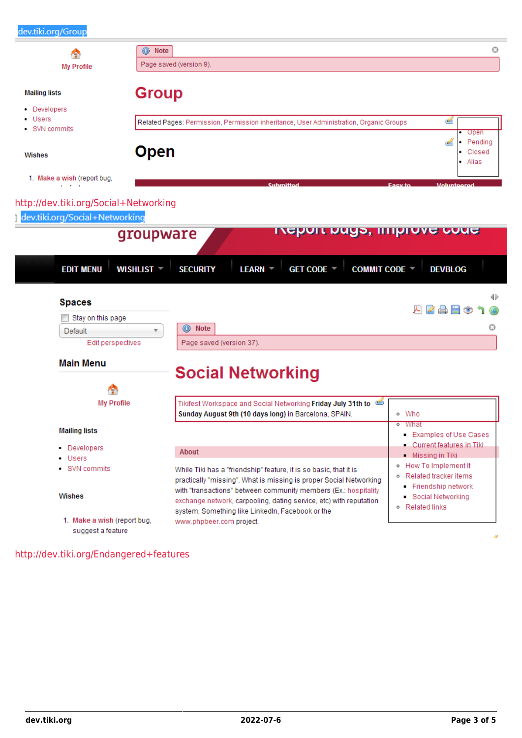dev.tiki.org/Group

My Profile

Mailing lists

- Developers
- Users
- SVN commits

Wishes

1. Make a wish (report bug,

Note

Page saved (version 9).

# Group

Related Pages: Permission, Permission inheritance, User Administration, Organic Groups

- Open
- Pending
- Closed
- Alias

# Open

Submitted Easy to Volunteered

http://dev.tiki.org/Social+Networking

dev.tiki.org/Social+Networking

groupware Report bugs, improve code

EDIT MENU WISHLIST SECURITY LEARN GET CODE COMMIT CODE DEVBLOG

## Spaces

Stay on this page

Default

Edit perspectives

## Main Menu

My Profile

Mailing lists

- Developers
- Users
- SVN commits

Wishes

1. Make a wish (report bug, suggest a feature

Note

Page saved (version 37).

# Social Networking

Tikifest Workspace and Social Networking **Friday July 31th to Sunday August 9th (10 days long)** in Barcelona, SPAIN.

- Who
- What
  - Examples of Use Cases
  - Current features in Tiki
  - Missing in Tiki
- How To Implement It
- Related tracker items
  - Friendship network
  - Social Networking
- Related links

About

While Tiki has a "friendship" feature, it is so basic, that it is practically "missing". What is missing is proper Social Networking with "transactions" between community members (Ex.: hospitality exchange network, carpooling, dating service, etc) with reputation system. Something like LinkedIn, Facebook or the www.phpbeer.com project.

http://dev.tiki.org/Endangered+features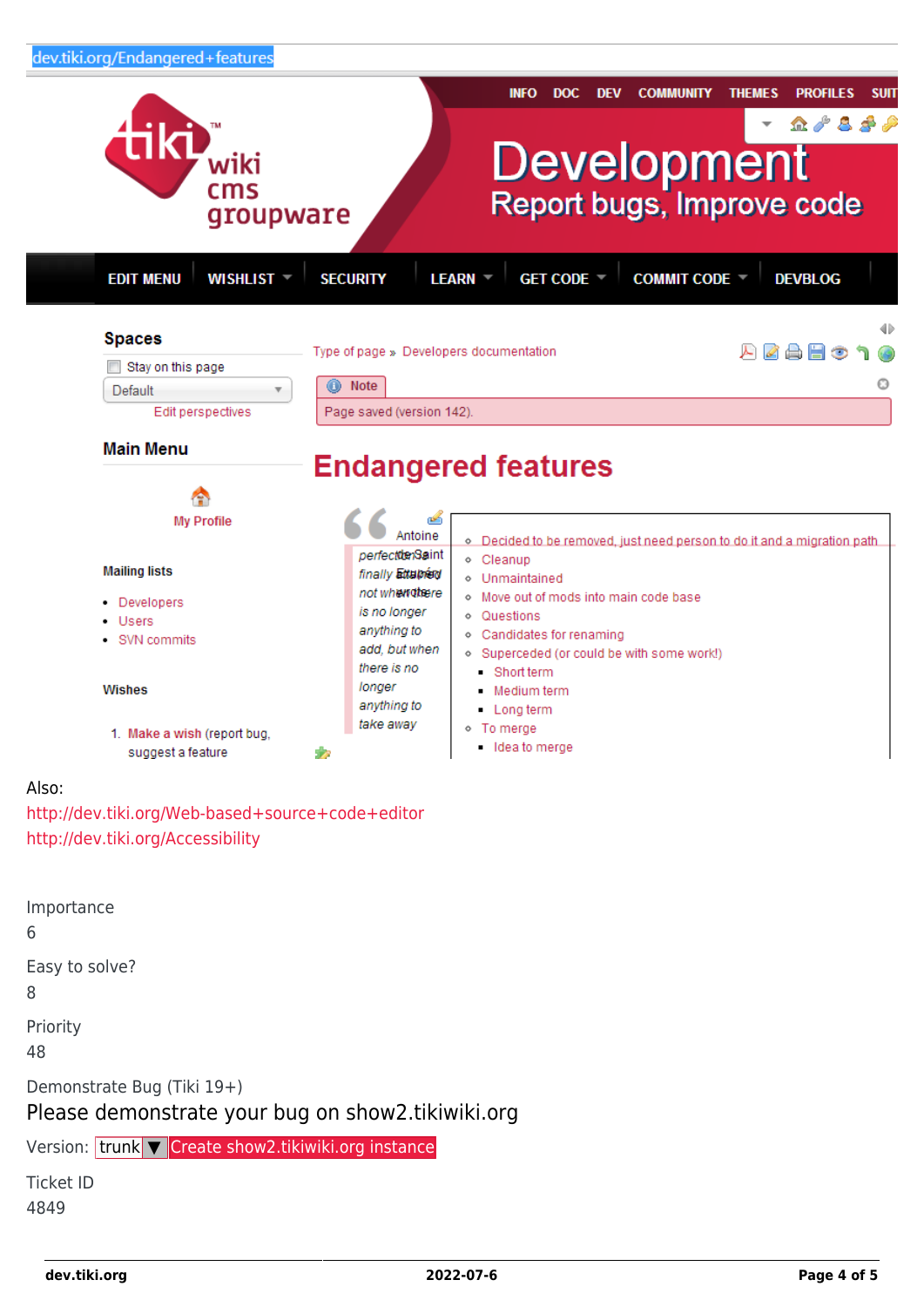dev.tiki.org/Endangered+features

INFO DOC DEV COMMUNITY THEMES PROFILES SUIT

Development
Report bugs, Improve code

EDIT MENU WISHLIST SECURITY LEARN GET CODE COMMIT CODE DEVBLOG

**Spaces**

Stay on this page

Default

Edit perspectives

**Main Menu**

My Profile

**Mailing lists**

- Developers
- Users
- SVN commits

**Wishes**

1. Make a wish (report bug, suggest a feature

Type of page » Developers documentation

Note

Page saved (version 142).

# Endangered features

Antoine de Saint Exupéry

*perfection is finally attained not when there is no longer anything to add, but when there is no longer anything to take away*

- Decided to be removed, just need person to do it and a migration path
- Cleanup
- Unmaintained
- Move out of mods into main code base
- Questions
- Candidates for renaming
- Superceded (or could be with some work!)
  - Short term
  - Medium term
  - Long term
- To merge
  - Idea to merge

Also:
http://dev.tiki.org/Web-based+source+code+editor
http://dev.tiki.org/Accessibility

Importance
6

Easy to solve?
8

Priority
48

Demonstrate Bug (Tiki 19+)

Please demonstrate your bug on show2.tikiwiki.org

Version: trunk ▼ Create show2.tikiwiki.org instance

Ticket ID
4849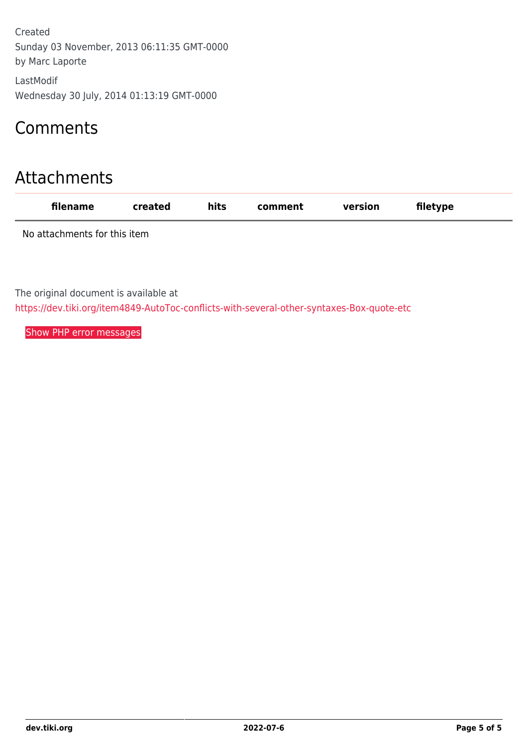Created
Sunday 03 November, 2013 06:11:35 GMT-0000
by Marc Laporte

LastModif
Wednesday 30 July, 2014 01:13:19 GMT-0000

## Comments

## Attachments

| filename | created | hits | comment | version | filetype |
|---|---|---|---|---|---|
| No attachments for this item | | | | | |

The original document is available at
https://dev.tiki.org/item4849-AutoToc-conflicts-with-several-other-syntaxes-Box-quote-etc

Show PHP error messages